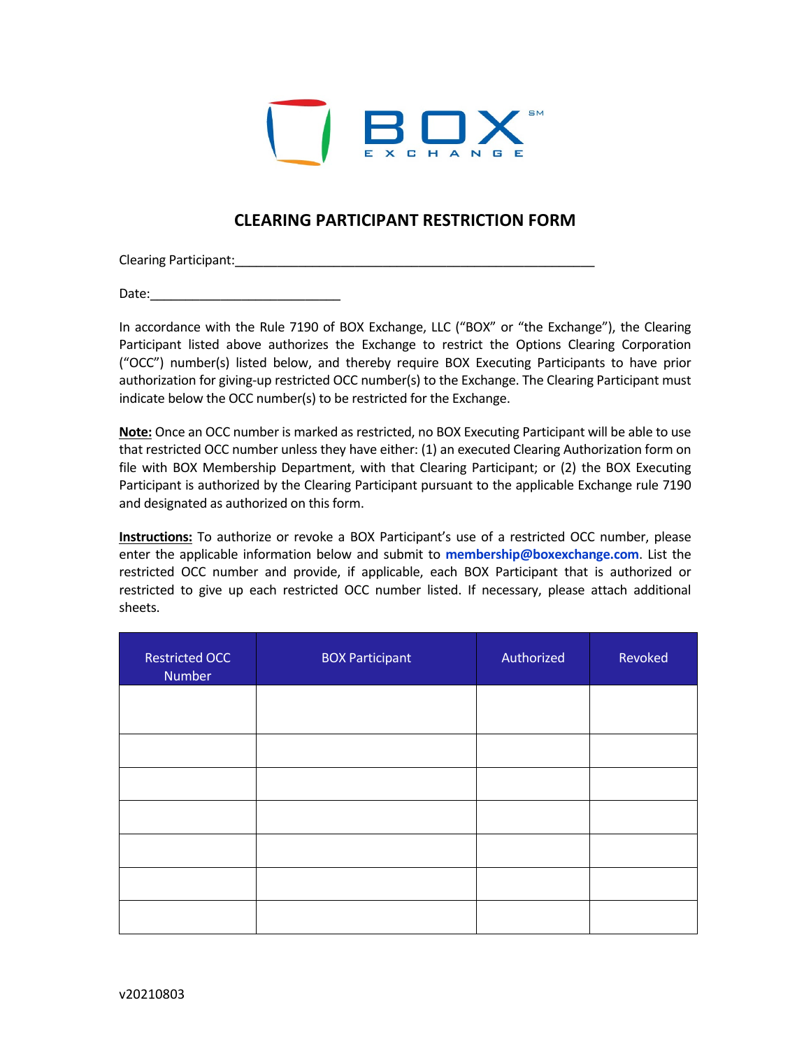BOX EXCHANGE

# CLEARING PARTICIPANT RESTRICTION FORM

Clearing Participant:_______________________________________________________

Date:_____________________________

In accordance with the Rule 7190 of BOX Exchange, LLC ("BOX" or "the Exchange"), the Clearing Participant listed above authorizes the Exchange to restrict the Options Clearing Corporation ("OCC") number(s) listed below, and thereby require BOX Executing Participants to have prior authorization for giving-up restricted OCC number(s) to the Exchange. The Clearing Participant must indicate below the OCC number(s) to be restricted for the Exchange.

**Note:** Once an OCC number is marked as restricted, no BOX Executing Participant will be able to use that restricted OCC number unless they have either: (1) an executed Clearing Authorization form on file with BOX Membership Department, with that Clearing Participant; or (2) the BOX Executing Participant is authorized by the Clearing Participant pursuant to the applicable Exchange rule 7190 and designated as authorized on this form.

**Instructions:** To authorize or revoke a BOX Participant's use of a restricted OCC number, please enter the applicable information below and submit to **membership@boxexchange.com**. List the restricted OCC number and provide, if applicable, each BOX Participant that is authorized or restricted to give up each restricted OCC number listed. If necessary, please attach additional sheets.

| Restricted OCC Number | BOX Participant | Authorized | Revoked |
|---|---|---|---|
| | | | |
| | | | |
| | | | |
| | | | |
| | | | |
| | | | |
| | | | |

v20210803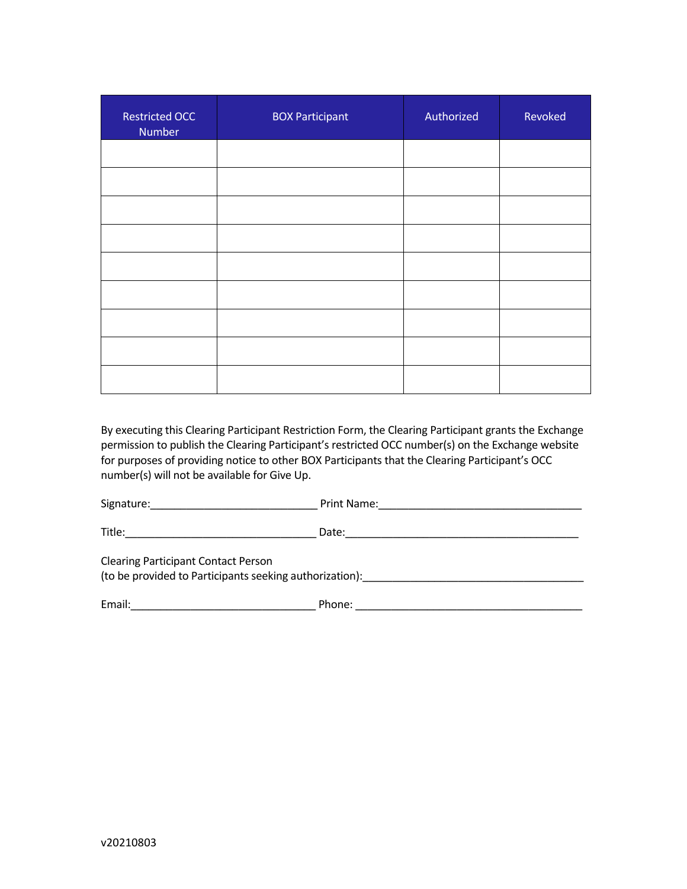| Restricted OCC Number | BOX Participant | Authorized | Revoked |
|---|---|---|---|
| | | | |
| | | | |
| | | | |
| | | | |
| | | | |
| | | | |
| | | | |
| | | | |
| | | | |

By executing this Clearing Participant Restriction Form, the Clearing Participant grants the Exchange permission to publish the Clearing Participant's restricted OCC number(s) on the Exchange website for purposes of providing notice to other BOX Participants that the Clearing Participant's OCC number(s) will not be available for Give Up.

Signature:_____________________________ Print Name:____________________________________

Title:_________________________________ Date:__________________________________________

Clearing Participant Contact Person
(to be provided to Participants seeking authorization):_______________________________________

Email:________________________________ Phone: ________________________________________

v20210803